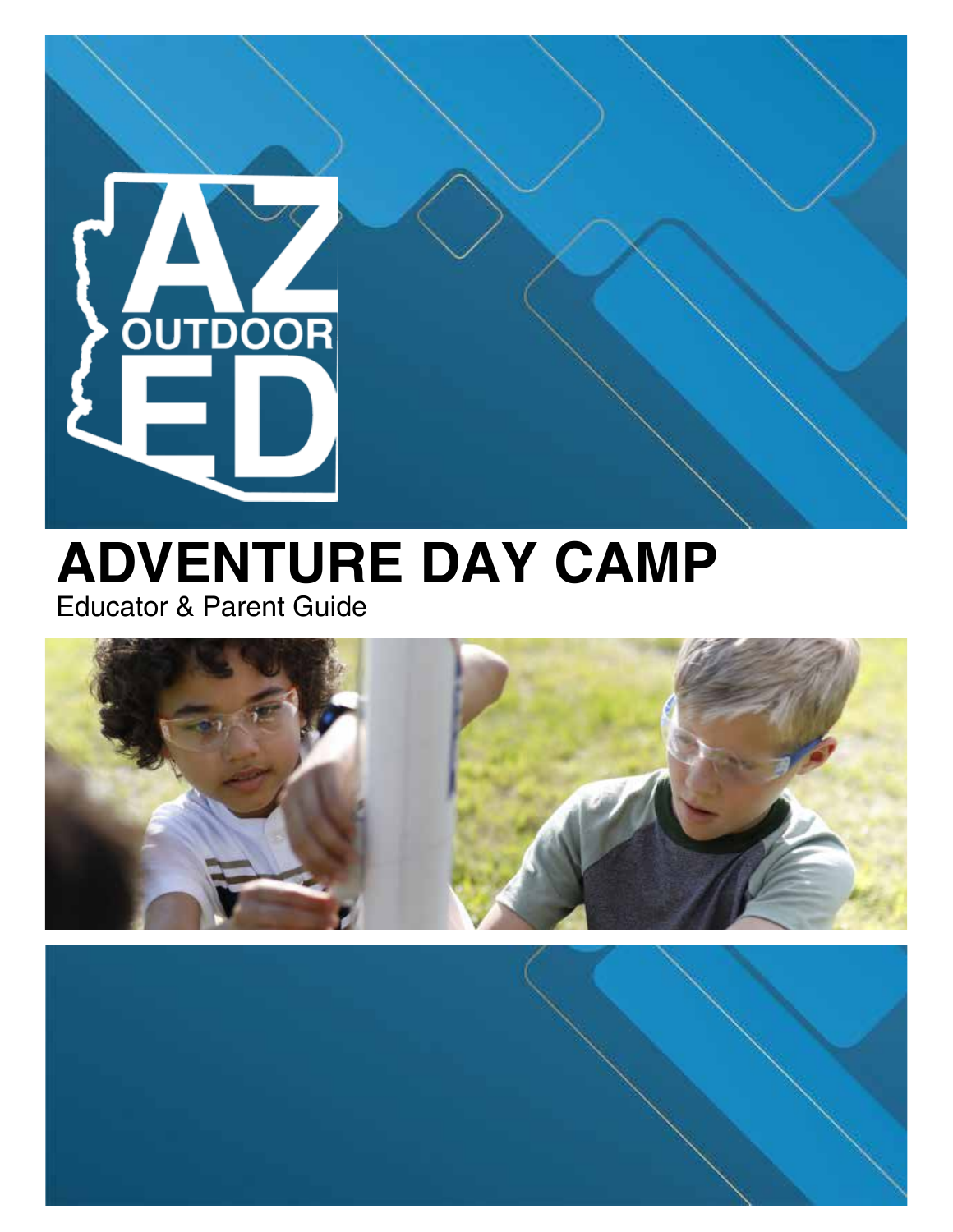AZ OUTDOOR ED

# ADVENTURE DAY CAMP

Educator & Parent Guide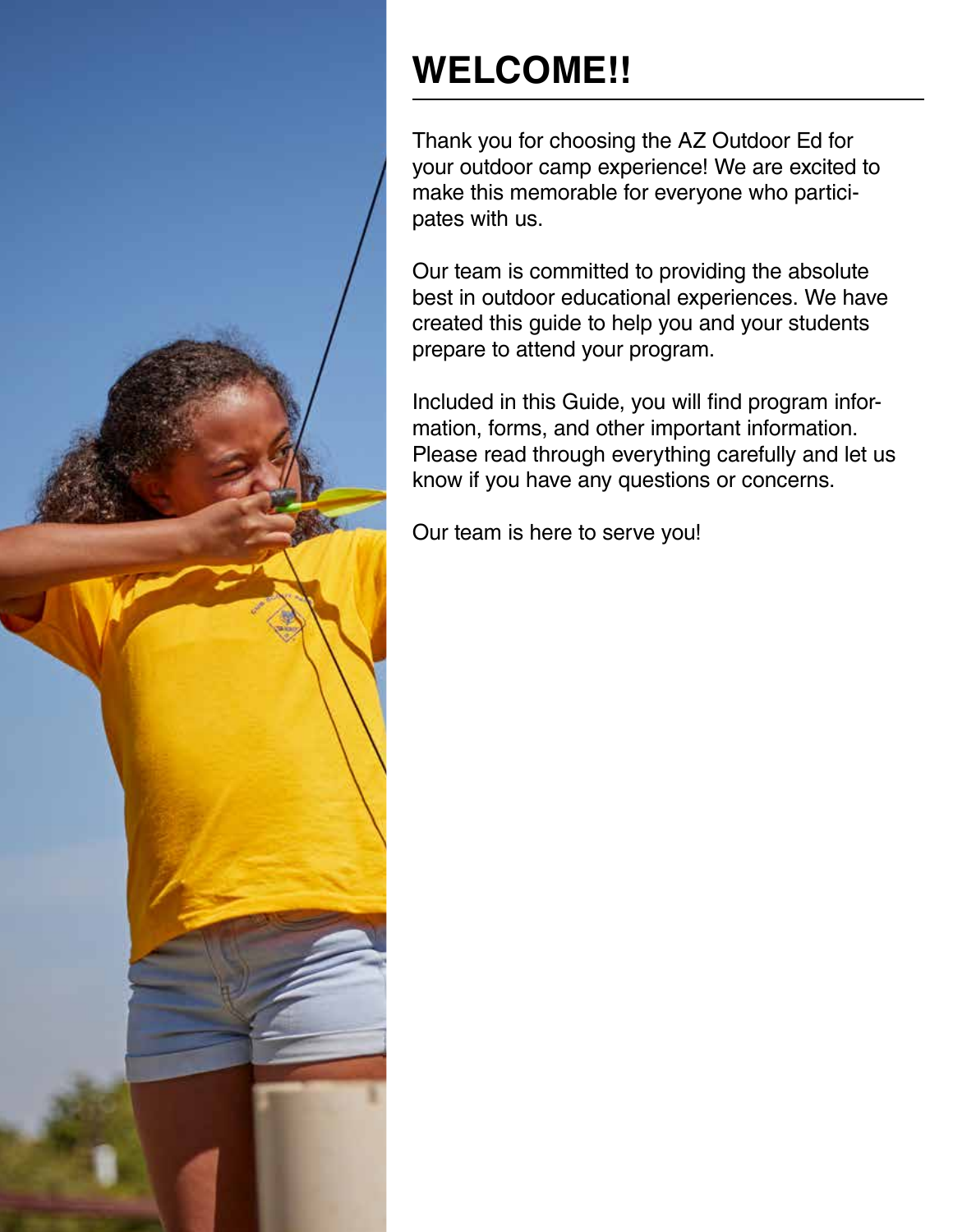# WELCOME!!

Thank you for choosing the AZ Outdoor Ed for your outdoor camp experience! We are excited to make this memorable for everyone who participates with us.

Our team is committed to providing the absolute best in outdoor educational experiences. We have created this guide to help you and your students prepare to attend your program.

Included in this Guide, you will find program information, forms, and other important information. Please read through everything carefully and let us know if you have any questions or concerns.

Our team is here to serve you!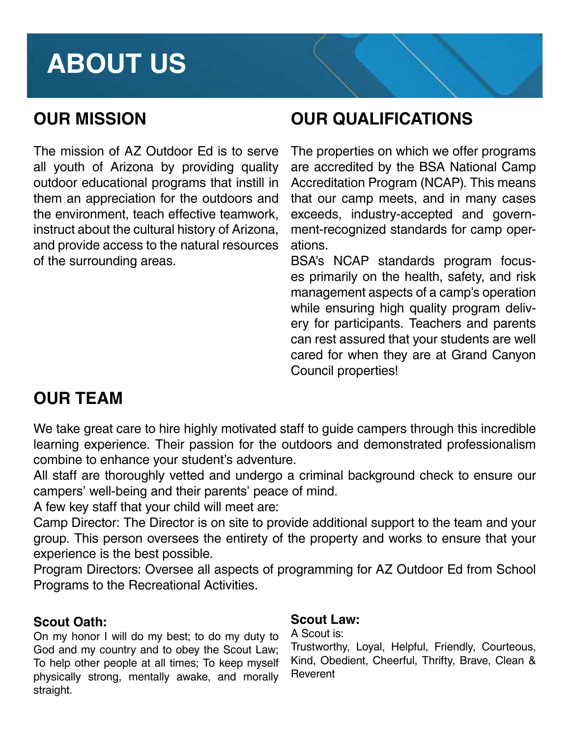# ABOUT US

## OUR MISSION

The mission of AZ Outdoor Ed is to serve all youth of Arizona by providing quality outdoor educational programs that instill in them an appreciation for the outdoors and the environment, teach effective teamwork, instruct about the cultural history of Arizona, and provide access to the natural resources of the surrounding areas.

## OUR QUALIFICATIONS

The properties on which we offer programs are accredited by the BSA National Camp Accreditation Program (NCAP). This means that our camp meets, and in many cases exceeds, industry-accepted and government-recognized standards for camp operations.

BSA's NCAP standards program focuses primarily on the health, safety, and risk management aspects of a camp's operation while ensuring high quality program delivery for participants. Teachers and parents can rest assured that your students are well cared for when they are at Grand Canyon Council properties!

## OUR TEAM

We take great care to hire highly motivated staff to guide campers through this incredible learning experience. Their passion for the outdoors and demonstrated professionalism combine to enhance your student's adventure.

All staff are thoroughly vetted and undergo a criminal background check to ensure our campers' well-being and their parents' peace of mind.

A few key staff that your child will meet are:

Camp Director: The Director is on site to provide additional support to the team and your group. This person oversees the entirety of the property and works to ensure that your experience is the best possible.

Program Directors: Oversee all aspects of programming for AZ Outdoor Ed from School Programs to the Recreational Activities.

### Scout Oath:

On my honor I will do my best; to do my duty to God and my country and to obey the Scout Law; To help other people at all times; To keep myself physically strong, mentally awake, and morally straight.

### Scout Law:

A Scout is:

Trustworthy, Loyal, Helpful, Friendly, Courteous, Kind, Obedient, Cheerful, Thrifty, Brave, Clean & Reverent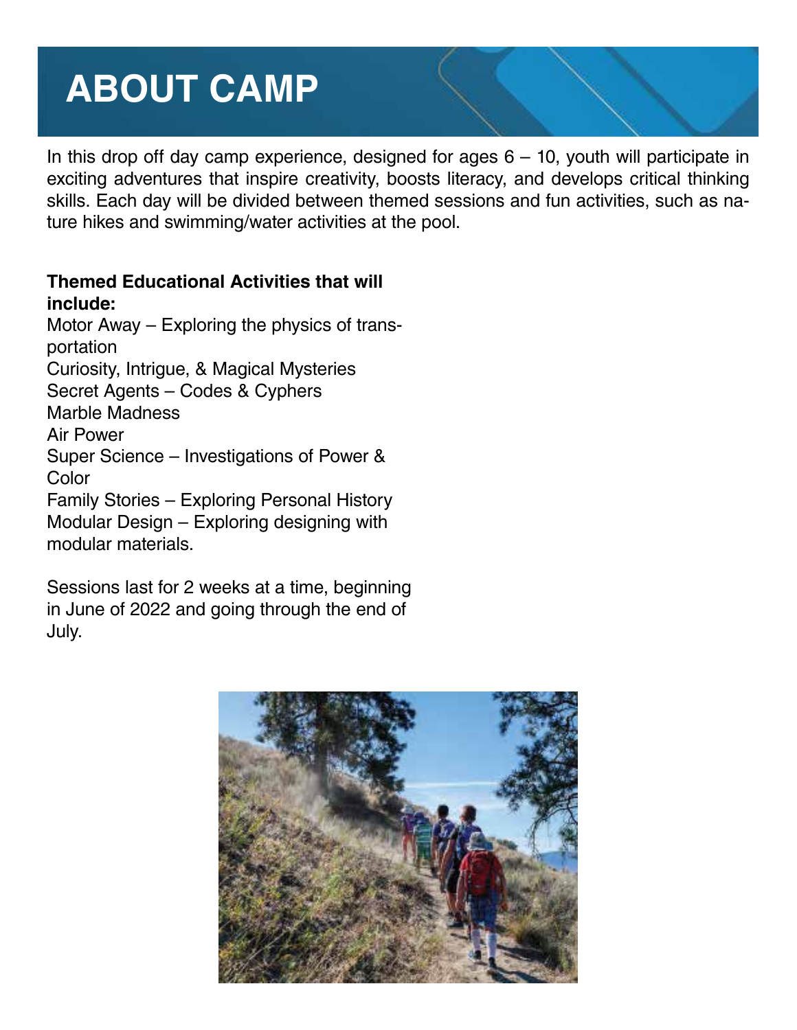# ABOUT CAMP

In this drop off day camp experience, designed for ages 6 – 10, youth will participate in exciting adventures that inspire creativity, boosts literacy, and develops critical thinking skills. Each day will be divided between themed sessions and fun activities, such as nature hikes and swimming/water activities at the pool.

**Themed Educational Activities that will include:**

Motor Away – Exploring the physics of transportation
Curiosity, Intrigue, & Magical Mysteries
Secret Agents – Codes & Cyphers
Marble Madness
Air Power
Super Science – Investigations of Power & Color
Family Stories – Exploring Personal History
Modular Design – Exploring designing with modular materials.

Sessions last for 2 weeks at a time, beginning in June of 2022 and going through the end of July.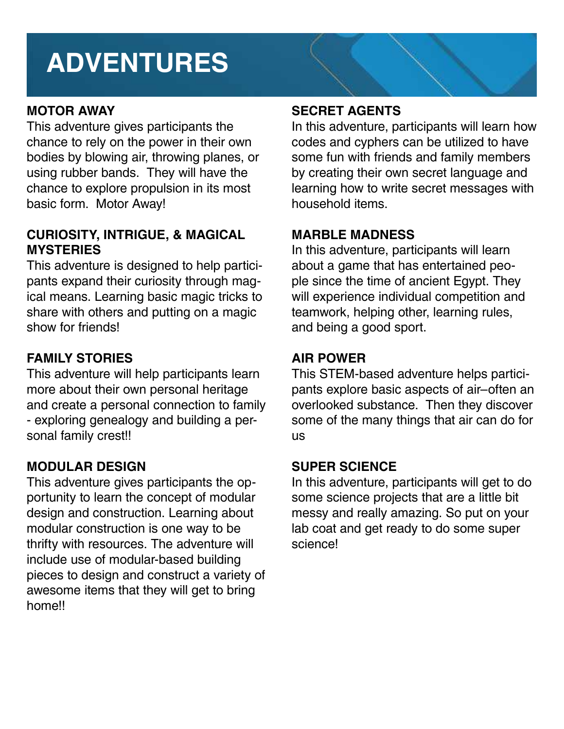# ADVENTURES

### MOTOR AWAY

This adventure gives participants the chance to rely on the power in their own bodies by blowing air, throwing planes, or using rubber bands. They will have the chance to explore propulsion in its most basic form. Motor Away!

### CURIOSITY, INTRIGUE, & MAGICAL MYSTERIES

This adventure is designed to help participants expand their curiosity through magical means. Learning basic magic tricks to share with others and putting on a magic show for friends!

### FAMILY STORIES

This adventure will help participants learn more about their own personal heritage and create a personal connection to family - exploring genealogy and building a personal family crest!!

### MODULAR DESIGN

This adventure gives participants the opportunity to learn the concept of modular design and construction. Learning about modular construction is one way to be thrifty with resources. The adventure will include use of modular-based building pieces to design and construct a variety of awesome items that they will get to bring home!!

### SECRET AGENTS

In this adventure, participants will learn how codes and cyphers can be utilized to have some fun with friends and family members by creating their own secret language and learning how to write secret messages with household items.

### MARBLE MADNESS

In this adventure, participants will learn about a game that has entertained people since the time of ancient Egypt. They will experience individual competition and teamwork, helping other, learning rules, and being a good sport.

### AIR POWER

This STEM-based adventure helps participants explore basic aspects of air–often an overlooked substance. Then they discover some of the many things that air can do for us

### SUPER SCIENCE

In this adventure, participants will get to do some science projects that are a little bit messy and really amazing. So put on your lab coat and get ready to do some super science!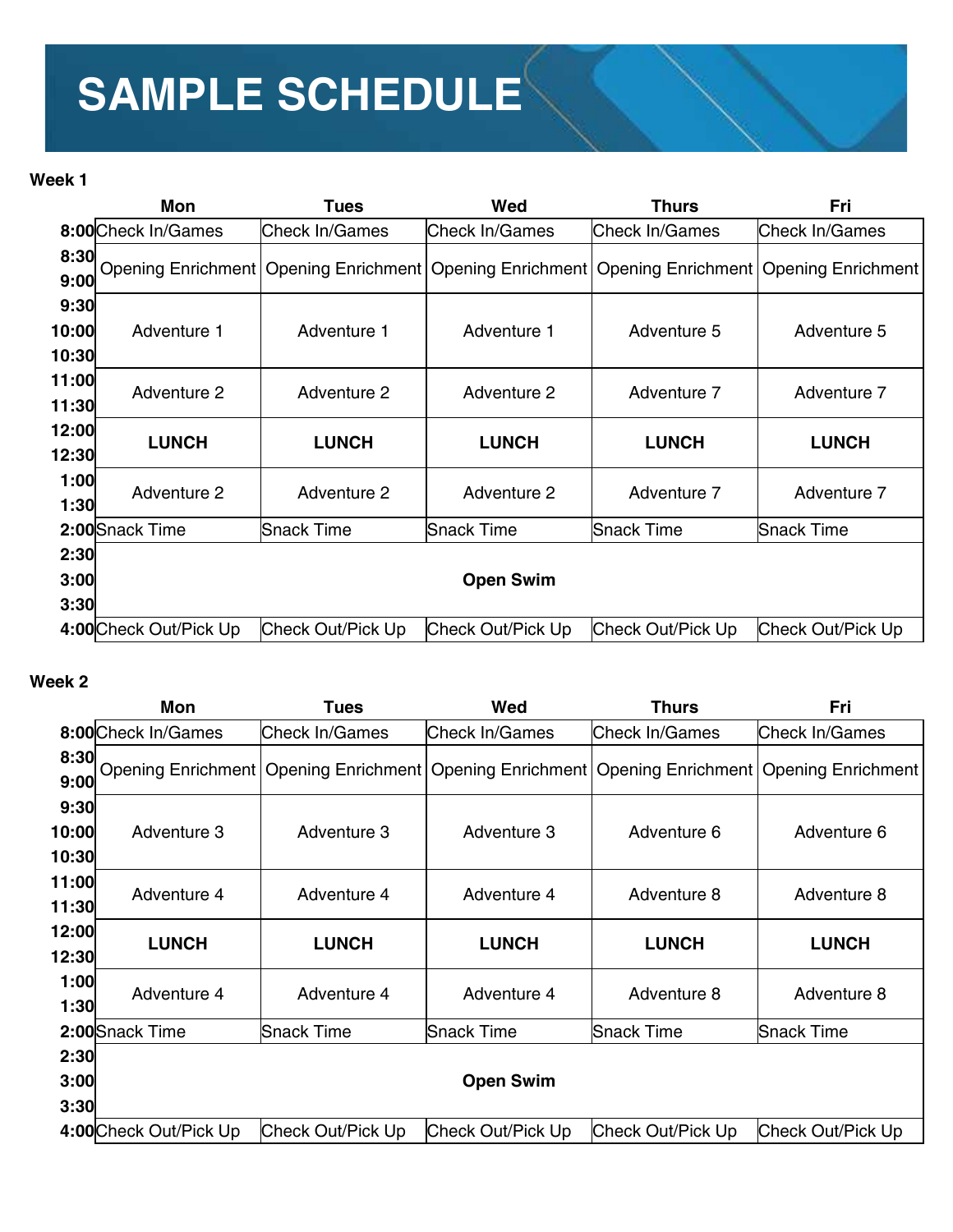# SAMPLE SCHEDULE

**Week 1**

| | Mon | Tues | Wed | Thurs | Fri |
|---|---|---|---|---|---|
| 8:00 | Check In/Games | Check In/Games | Check In/Games | Check In/Games | Check In/Games |
| 8:30<br>9:00 | Opening Enrichment | Opening Enrichment | Opening Enrichment | Opening Enrichment | Opening Enrichment |
| 9:30<br>10:00<br>10:30 | Adventure 1 | Adventure 1 | Adventure 1 | Adventure 5 | Adventure 5 |
| 11:00<br>11:30 | Adventure 2 | Adventure 2 | Adventure 2 | Adventure 7 | Adventure 7 |
| 12:00<br>12:30 | **LUNCH** | **LUNCH** | **LUNCH** | **LUNCH** | **LUNCH** |
| 1:00<br>1:30 | Adventure 2 | Adventure 2 | Adventure 2 | Adventure 7 | Adventure 7 |
| 2:00 | Snack Time | Snack Time | Snack Time | Snack Time | Snack Time |
| 2:30<br>3:00<br>3:30 | **Open Swim** | | | | |
| 4:00 | Check Out/Pick Up | Check Out/Pick Up | Check Out/Pick Up | Check Out/Pick Up | Check Out/Pick Up |

**Week 2**

| | Mon | Tues | Wed | Thurs | Fri |
|---|---|---|---|---|---|
| 8:00 | Check In/Games | Check In/Games | Check In/Games | Check In/Games | Check In/Games |
| 8:30<br>9:00 | Opening Enrichment | Opening Enrichment | Opening Enrichment | Opening Enrichment | Opening Enrichment |
| 9:30<br>10:00<br>10:30 | Adventure 3 | Adventure 3 | Adventure 3 | Adventure 6 | Adventure 6 |
| 11:00<br>11:30 | Adventure 4 | Adventure 4 | Adventure 4 | Adventure 8 | Adventure 8 |
| 12:00<br>12:30 | **LUNCH** | **LUNCH** | **LUNCH** | **LUNCH** | **LUNCH** |
| 1:00<br>1:30 | Adventure 4 | Adventure 4 | Adventure 4 | Adventure 8 | Adventure 8 |
| 2:00 | Snack Time | Snack Time | Snack Time | Snack Time | Snack Time |
| 2:30<br>3:00<br>3:30 | **Open Swim** | | | | |
| 4:00 | Check Out/Pick Up | Check Out/Pick Up | Check Out/Pick Up | Check Out/Pick Up | Check Out/Pick Up |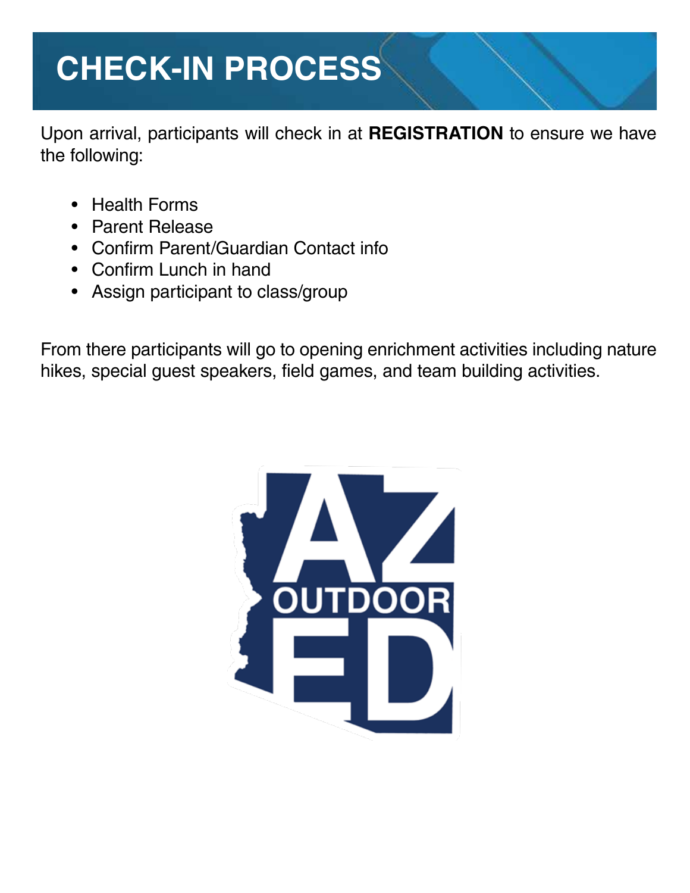# CHECK-IN PROCESS

Upon arrival, participants will check in at **REGISTRATION** to ensure we have the following:

- Health Forms
- Parent Release
- Confirm Parent/Guardian Contact info
- Confirm Lunch in hand
- Assign participant to class/group

From there participants will go to opening enrichment activities including nature hikes, special guest speakers, field games, and team building activities.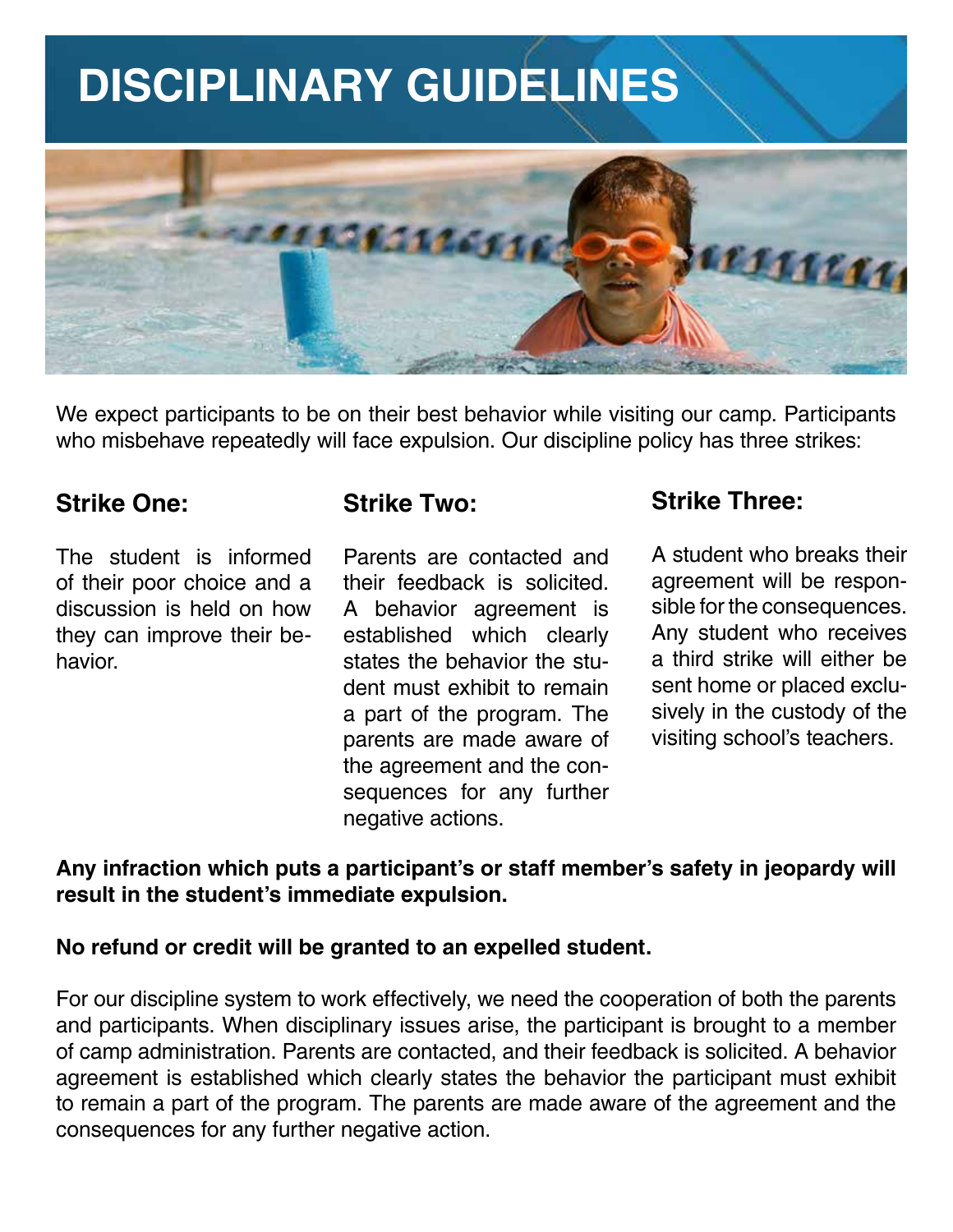# DISCIPLINARY GUIDELINES

We expect participants to be on their best behavior while visiting our camp. Participants who misbehave repeatedly will face expulsion. Our discipline policy has three strikes:

### Strike One:

The student is informed of their poor choice and a discussion is held on how they can improve their behavior.

### Strike Two:

Parents are contacted and their feedback is solicited. A behavior agreement is established which clearly states the behavior the student must exhibit to remain a part of the program. The parents are made aware of the agreement and the consequences for any further negative actions.

### Strike Three:

A student who breaks their agreement will be responsible for the consequences. Any student who receives a third strike will either be sent home or placed exclusively in the custody of the visiting school's teachers.

**Any infraction which puts a participant's or staff member's safety in jeopardy will result in the student's immediate expulsion.**

**No refund or credit will be granted to an expelled student.**

For our discipline system to work effectively, we need the cooperation of both the parents and participants. When disciplinary issues arise, the participant is brought to a member of camp administration. Parents are contacted, and their feedback is solicited. A behavior agreement is established which clearly states the behavior the participant must exhibit to remain a part of the program. The parents are made aware of the agreement and the consequences for any further negative action.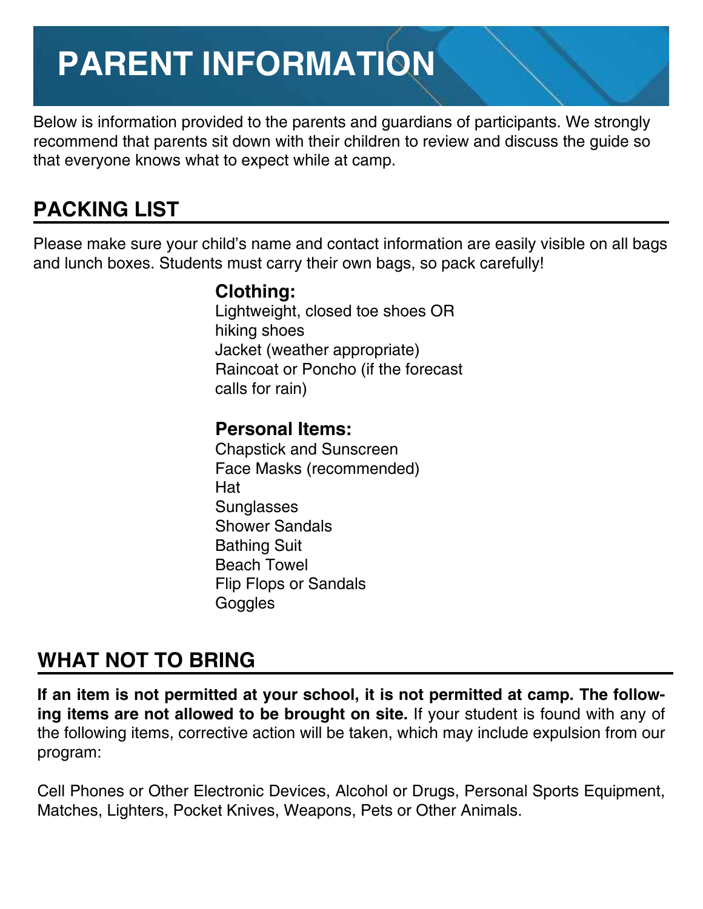# PARENT INFORMATION

Below is information provided to the parents and guardians of participants. We strongly recommend that parents sit down with their children to review and discuss the guide so that everyone knows what to expect while at camp.

## PACKING LIST

Please make sure your child's name and contact information are easily visible on all bags and lunch boxes. Students must carry their own bags, so pack carefully!

### Clothing:

Lightweight, closed toe shoes OR hiking shoes
Jacket (weather appropriate)
Raincoat or Poncho (if the forecast calls for rain)

### Personal Items:

Chapstick and Sunscreen
Face Masks (recommended)
Hat
Sunglasses
Shower Sandals
Bathing Suit
Beach Towel
Flip Flops or Sandals
Goggles

## WHAT NOT TO BRING

**If an item is not permitted at your school, it is not permitted at camp. The following items are not allowed to be brought on site.** If your student is found with any of the following items, corrective action will be taken, which may include expulsion from our program:

Cell Phones or Other Electronic Devices, Alcohol or Drugs, Personal Sports Equipment, Matches, Lighters, Pocket Knives, Weapons, Pets or Other Animals.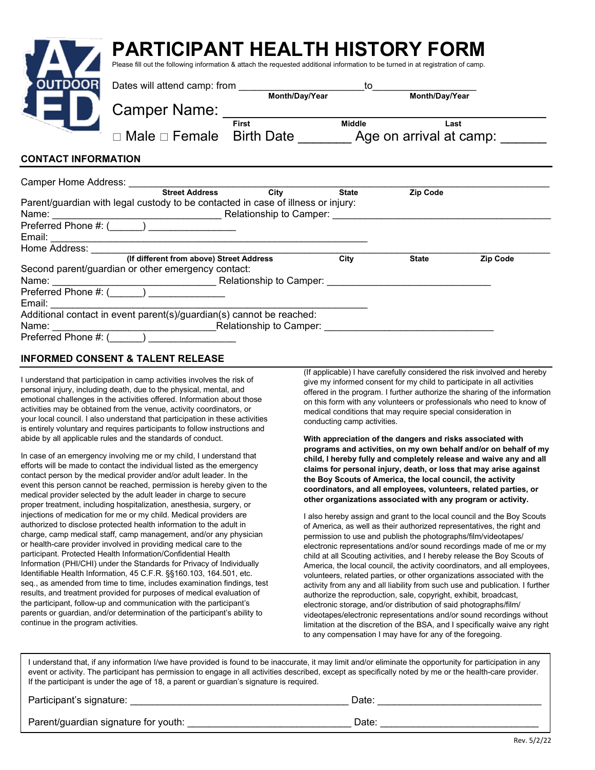# PARTICIPANT HEALTH HISTORY FORM

Please fill out the following information & attach the requested additional information to be turned in at registration of camp.

Dates will attend camp: from ______________________ to __________________
Month/Day/Year Month/Day/Year

Camper Name: ________________________________________________
First Middle Last

□ Male □ Female Birth Date _______ Age on arrival at camp: ______

## CONTACT INFORMATION

Camper Home Address: ____________________________________________________________
Street Address City State Zip Code

Parent/guardian with legal custody to be contacted in case of illness or injury:

Name: ______________________________ Relationship to Camper: ________________________________________

Preferred Phone #: (______) ________________

Email: __________________________________________________________

Home Address: ____________________________________________________________
(If different from above) Street Address City State Zip Code

Second parent/guardian or other emergency contact:

Name: ______________________________ Relationship to Camper: ______________________________

Preferred Phone #: (______) ______________

Email: __________________________________________________________

Additional contact in event parent(s)/guardian(s) cannot be reached:

Name: ______________________________ Relationship to Camper: _______________________________

Preferred Phone #: (______) ________________

## INFORMED CONSENT & TALENT RELEASE

I understand that participation in camp activities involves the risk of personal injury, including death, due to the physical, mental, and emotional challenges in the activities offered. Information about those activities may be obtained from the venue, activity coordinators, or your local council. I also understand that participation in these activities is entirely voluntary and requires participants to follow instructions and abide by all applicable rules and the standards of conduct.

In case of an emergency involving me or my child, I understand that efforts will be made to contact the individual listed as the emergency contact person by the medical provider and/or adult leader. In the event this person cannot be reached, permission is hereby given to the medical provider selected by the adult leader in charge to secure proper treatment, including hospitalization, anesthesia, surgery, or injections of medication for me or my child. Medical providers are authorized to disclose protected health information to the adult in charge, camp medical staff, camp management, and/or any physician or health-care provider involved in providing medical care to the participant. Protected Health Information/Confidential Health Information (PHI/CHI) under the Standards for Privacy of Individually Identifiable Health Information, 45 C.F.R. §§160.103, 164.501, etc. seq., as amended from time to time, includes examination findings, test results, and treatment provided for purposes of medical evaluation of the participant, follow-up and communication with the participant's parents or guardian, and/or determination of the participant's ability to continue in the program activities.

(If applicable) I have carefully considered the risk involved and hereby give my informed consent for my child to participate in all activities offered in the program. I further authorize the sharing of the information on this form with any volunteers or professionals who need to know of medical conditions that may require special consideration in conducting camp activities.

**With appreciation of the dangers and risks associated with programs and activities, on my own behalf and/or on behalf of my child, I hereby fully and completely release and waive any and all claims for personal injury, death, or loss that may arise against the Boy Scouts of America, the local council, the activity coordinators, and all employees, volunteers, related parties, or other organizations associated with any program or activity.**

I also hereby assign and grant to the local council and the Boy Scouts of America, as well as their authorized representatives, the right and permission to use and publish the photographs/film/videotapes/ electronic representations and/or sound recordings made of me or my child at all Scouting activities, and I hereby release the Boy Scouts of America, the local council, the activity coordinators, and all employees, volunteers, related parties, or other organizations associated with the activity from any and all liability from such use and publication. I further authorize the reproduction, sale, copyright, exhibit, broadcast, electronic storage, and/or distribution of said photographs/film/ videotapes/electronic representations and/or sound recordings without limitation at the discretion of the BSA, and I specifically waive any right to any compensation I may have for any of the foregoing.

I understand that, if any information I/we have provided is found to be inaccurate, it may limit and/or eliminate the opportunity for participation in any event or activity. The participant has permission to engage in all activities described, except as specifically noted by me or the health-care provider. If the participant is under the age of 18, a parent or guardian's signature is required.

Participant's signature: ________________________________________ Date: ______________________________

Parent/guardian signature for youth: _____________________________ Date: ____________________________

Rev. 5/2/22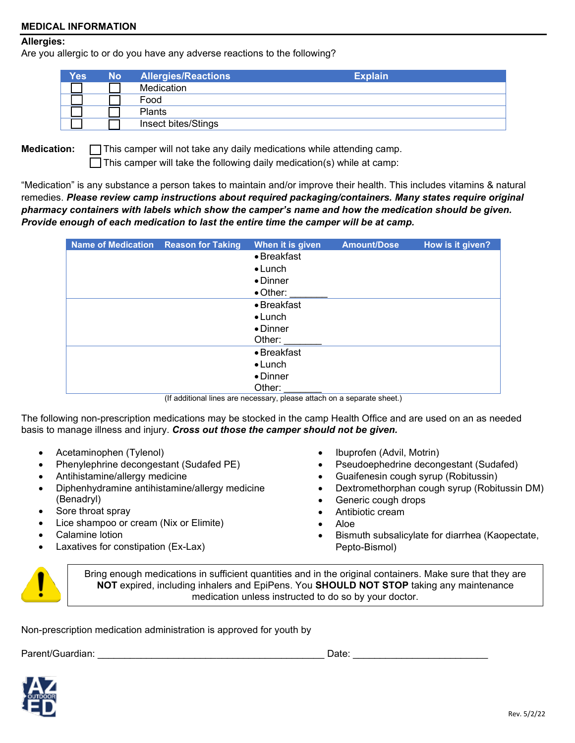## MEDICAL INFORMATION

**Allergies:**

Are you allergic to or do you have any adverse reactions to the following?

| Yes | No | Allergies/Reactions | Explain |
|---|---|---|---|
| ☐ | ☐ | Medication | |
| ☐ | ☐ | Food | |
| ☐ | ☐ | Plants | |
| ☐ | ☐ | Insect bites/Stings | |

**Medication:**

☐ This camper will not take any daily medications while attending camp.

☐ This camper will take the following daily medication(s) while at camp:

"Medication" is any substance a person takes to maintain and/or improve their health. This includes vitamins & natural remedies. ***Please review camp instructions about required packaging/containers. Many states require original pharmacy containers with labels which show the camper's name and how the medication should be given. Provide enough of each medication to last the entire time the camper will be at camp.***

| Name of Medication | Reason for Taking | When it is given | Amount/Dose | How is it given? |
|---|---|---|---|---|
| | | • Breakfast<br>• Lunch<br>• Dinner<br>• Other: _______ | | |
| | | • Breakfast<br>• Lunch<br>• Dinner<br>Other: _______ | | |
| | | • Breakfast<br>• Lunch<br>• Dinner<br>Other: _______ | | |

(If additional lines are necessary, please attach on a separate sheet.)

The following non-prescription medications may be stocked in the camp Health Office and are used on an as needed basis to manage illness and injury. ***Cross out those the camper should not be given.***

- Acetaminophen (Tylenol)
- Phenylephrine decongestant (Sudafed PE)
- Antihistamine/allergy medicine
- Diphenhydramine antihistamine/allergy medicine (Benadryl)
- Sore throat spray
- Lice shampoo or cream (Nix or Elimite)
- Calamine lotion
- Laxatives for constipation (Ex-Lax)
- Ibuprofen (Advil, Motrin)
- Pseudoephedrine decongestant (Sudafed)
- Guaifenesin cough syrup (Robitussin)
- Dextromethorphan cough syrup (Robitussin DM)
- Generic cough drops
- Antibiotic cream
- Aloe
- Bismuth subsalicylate for diarrhea (Kaopectate, Pepto-Bismol)

Bring enough medications in sufficient quantities and in the original containers. Make sure that they are **NOT** expired, including inhalers and EpiPens. You **SHOULD NOT STOP** taking any maintenance medication unless instructed to do so by your doctor.

Non-prescription medication administration is approved for youth by

Parent/Guardian: ___________________________________________ Date: _________________________

Rev. 5/2/22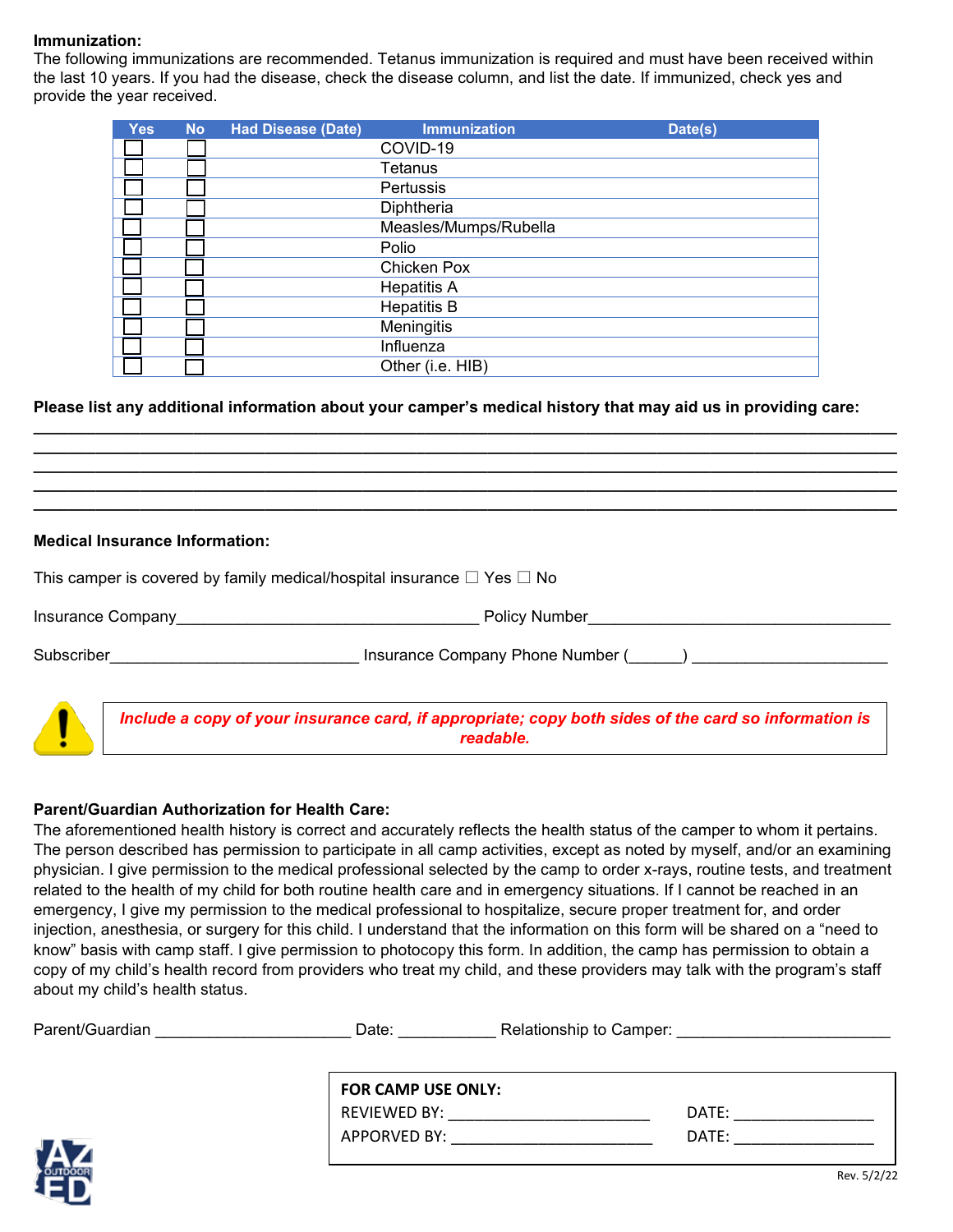**Immunization:**

The following immunizations are recommended. Tetanus immunization is required and must have been received within the last 10 years. If you had the disease, check the disease column, and list the date. If immunized, check yes and provide the year received.

| Yes | No | Had Disease (Date) | Immunization | Date(s) |
|---|---|---|---|---|
| ☐ | ☐ | | COVID-19 | |
| ☐ | ☐ | | Tetanus | |
| ☐ | ☐ | | Pertussis | |
| ☐ | ☐ | | Diphtheria | |
| ☐ | ☐ | | Measles/Mumps/Rubella | |
| ☐ | ☐ | | Polio | |
| ☐ | ☐ | | Chicken Pox | |
| ☐ | ☐ | | Hepatitis A | |
| ☐ | ☐ | | Hepatitis B | |
| ☐ | ☐ | | Meningitis | |
| ☐ | ☐ | | Influenza | |
| ☐ | ☐ | | Other (i.e. HIB) | |

**Please list any additional information about your camper's medical history that may aid us in providing care:**

______________________________________________________________________________

______________________________________________________________________________

______________________________________________________________________________

______________________________________________________________________________

______________________________________________________________________________

**Medical Insurance Information:**

This camper is covered by family medical/hospital insurance ☐ Yes ☐ No

Insurance Company__________________________________ Policy Number__________________________________

Subscriber____________________________ Insurance Company Phone Number (______) ______________________

***Include a copy of your insurance card, if appropriate; copy both sides of the card so information is readable.***

**Parent/Guardian Authorization for Health Care:**

The aforementioned health history is correct and accurately reflects the health status of the camper to whom it pertains. The person described has permission to participate in all camp activities, except as noted by myself, and/or an examining physician. I give permission to the medical professional selected by the camp to order x-rays, routine tests, and treatment related to the health of my child for both routine health care and in emergency situations. If I cannot be reached in an emergency, I give my permission to the medical professional to hospitalize, secure proper treatment for, and order injection, anesthesia, or surgery for this child. I understand that the information on this form will be shared on a "need to know" basis with camp staff. I give permission to photocopy this form. In addition, the camp has permission to obtain a copy of my child's health record from providers who treat my child, and these providers may talk with the program's staff about my child's health status.

Parent/Guardian ______________________ Date: ___________ Relationship to Camper: ________________________

**FOR CAMP USE ONLY:**

REVIEWED BY: ______________________ DATE: ________________

APPORVED BY: ______________________ DATE: ________________

Rev. 5/2/22